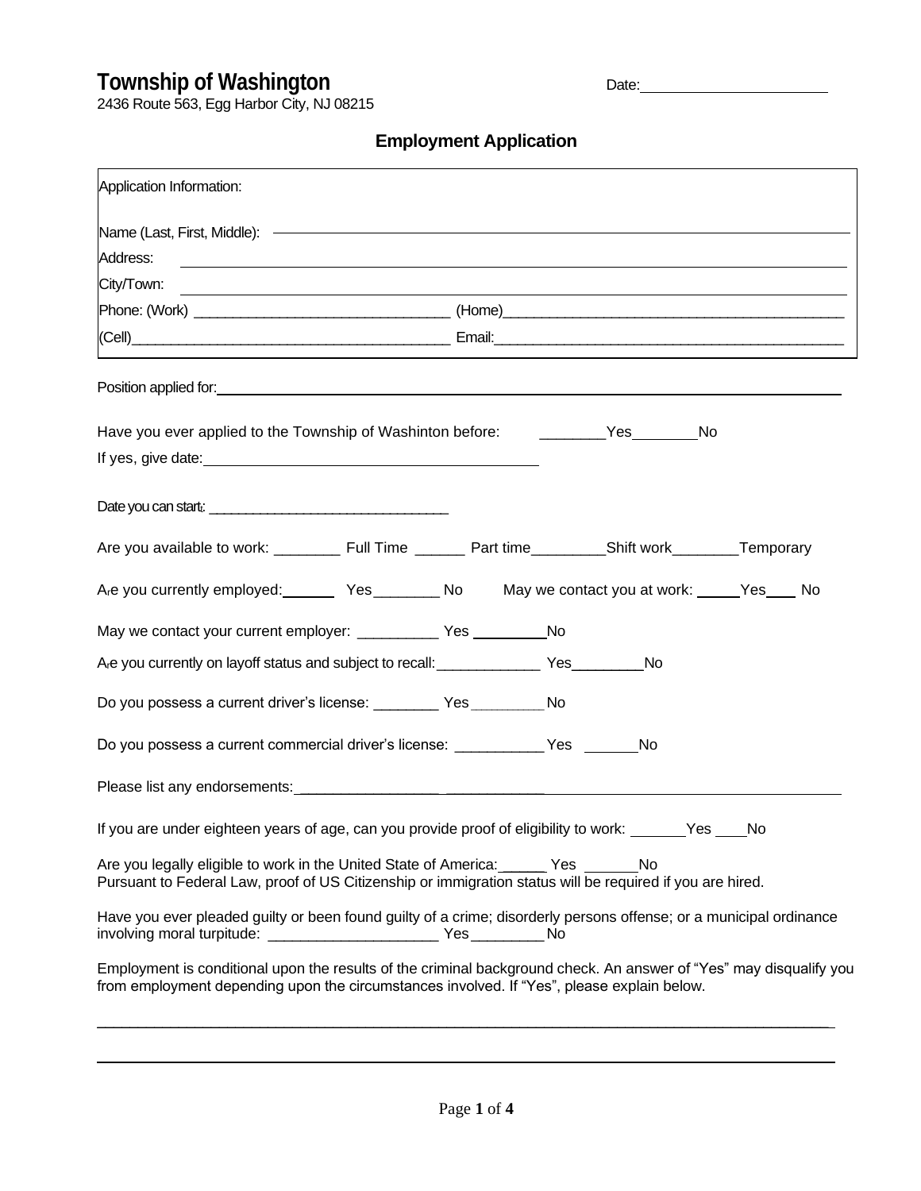# Township of Washington

Date: ______________________

2436 Route 563, Egg Harbor City, NJ 08215

## Employment Application

Application Information:

Name (Last, First, Middle): ______________________________________________

Address: ______________________________________________

City/Town: ______________________________________________

Phone: (Work) ______________________________ (Home)______________________________

(Cell)______________________________ Email:______________________________

Position applied for: ______________________________________________

Have you ever applied to the Township of Washinton before: ________Yes________No

If yes, give date: ______________________________

Date you can start: ______________________________

Are you available to work: ________ Full Time ______ Part time_________Shift work________Temporary

Are you currently employed: _______ Yes________ No May we contact you at work: _____Yes____ No

May we contact your current employer: __________ Yes __________No

Are you currently on layoff status and subject to recall: _____________ Yes_________No

Do you possess a current driver's license: ________ Yes_________No

Do you possess a current commercial driver's license: ___________Yes _______No

Please list any endorsements: ______________________________________________

If you are under eighteen years of age, can you provide proof of eligibility to work: _______Yes ____No

Are you legally eligible to work in the United State of America: ______ Yes _______No

Pursuant to Federal Law, proof of US Citizenship or immigration status will be required if you are hired.

Have you ever pleaded guilty or been found guilty of a crime; disorderly persons offense; or a municipal ordinance involving moral turpitude: _____________________ Yes_________No

Employment is conditional upon the results of the criminal background check. An answer of "Yes" may disqualify you from employment depending upon the circumstances involved. If "Yes", please explain below.

______________________________________________________________________________

______________________________________________________________________________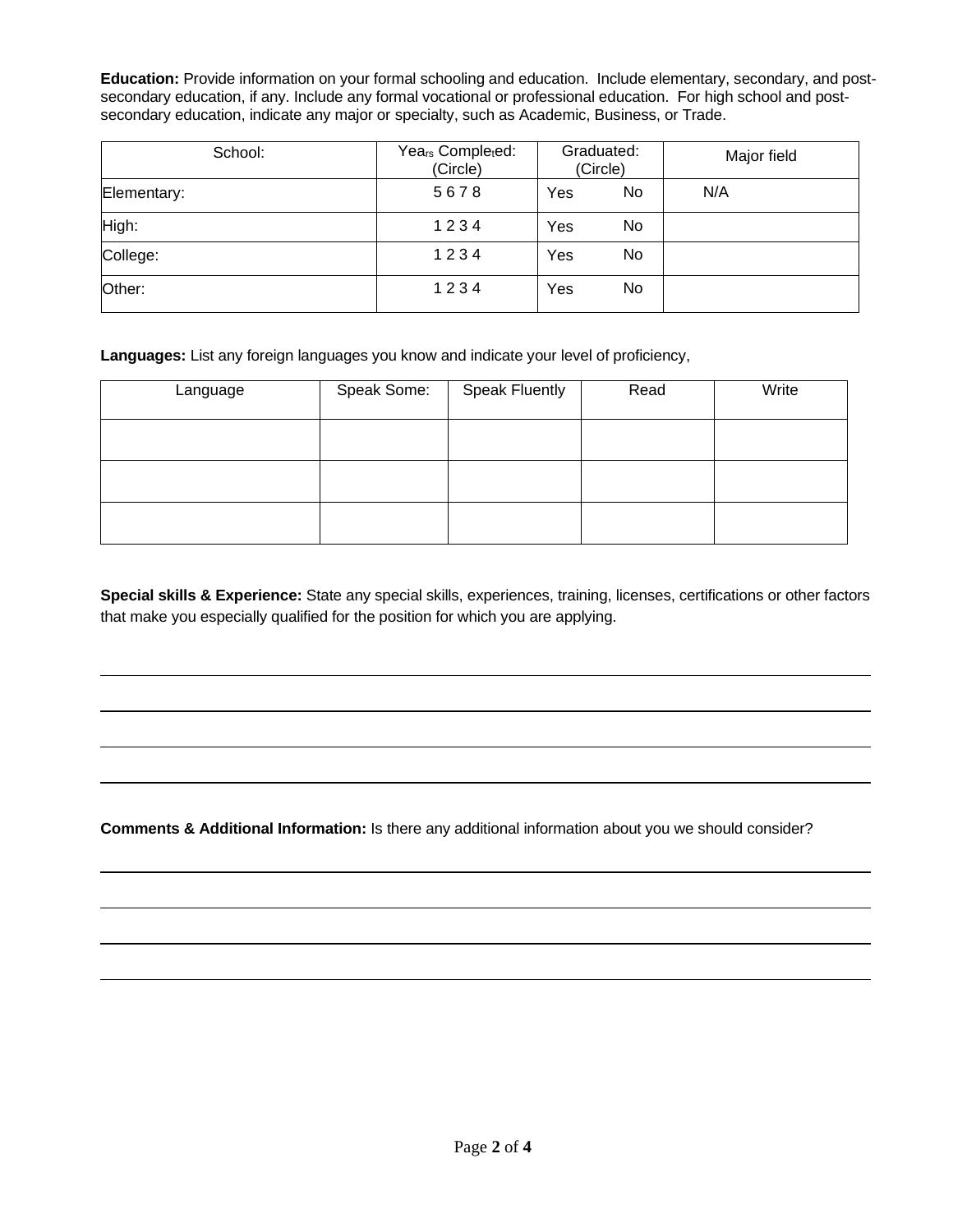**Education:** Provide information on your formal schooling and education. Include elementary, secondary, and post-secondary education, if any. Include any formal vocational or professional education. For high school and post-secondary education, indicate any major or specialty, such as Academic, Business, or Trade.

| School: | Years Completed: (Circle) | Graduated: (Circle) | Major field |
|---|---|---|---|
| Elementary: | 5 6 7 8 | Yes No | N/A |
| High: | 1 2 3 4 | Yes No | |
| College: | 1 2 3 4 | Yes No | |
| Other: | 1 2 3 4 | Yes No | |

**Languages:** List any foreign languages you know and indicate your level of proficiency,

| Language | Speak Some: | Speak Fluently | Read | Write |
|---|---|---|---|---|
| | | | | |
| | | | | |
| | | | | |

**Special skills & Experience:** State any special skills, experiences, training, licenses, certifications or other factors that make you especially qualified for the position for which you are applying.

______________________________________________________________________

______________________________________________________________________

______________________________________________________________________

______________________________________________________________________

**Comments & Additional Information:** Is there any additional information about you we should consider?

______________________________________________________________________

______________________________________________________________________

______________________________________________________________________

______________________________________________________________________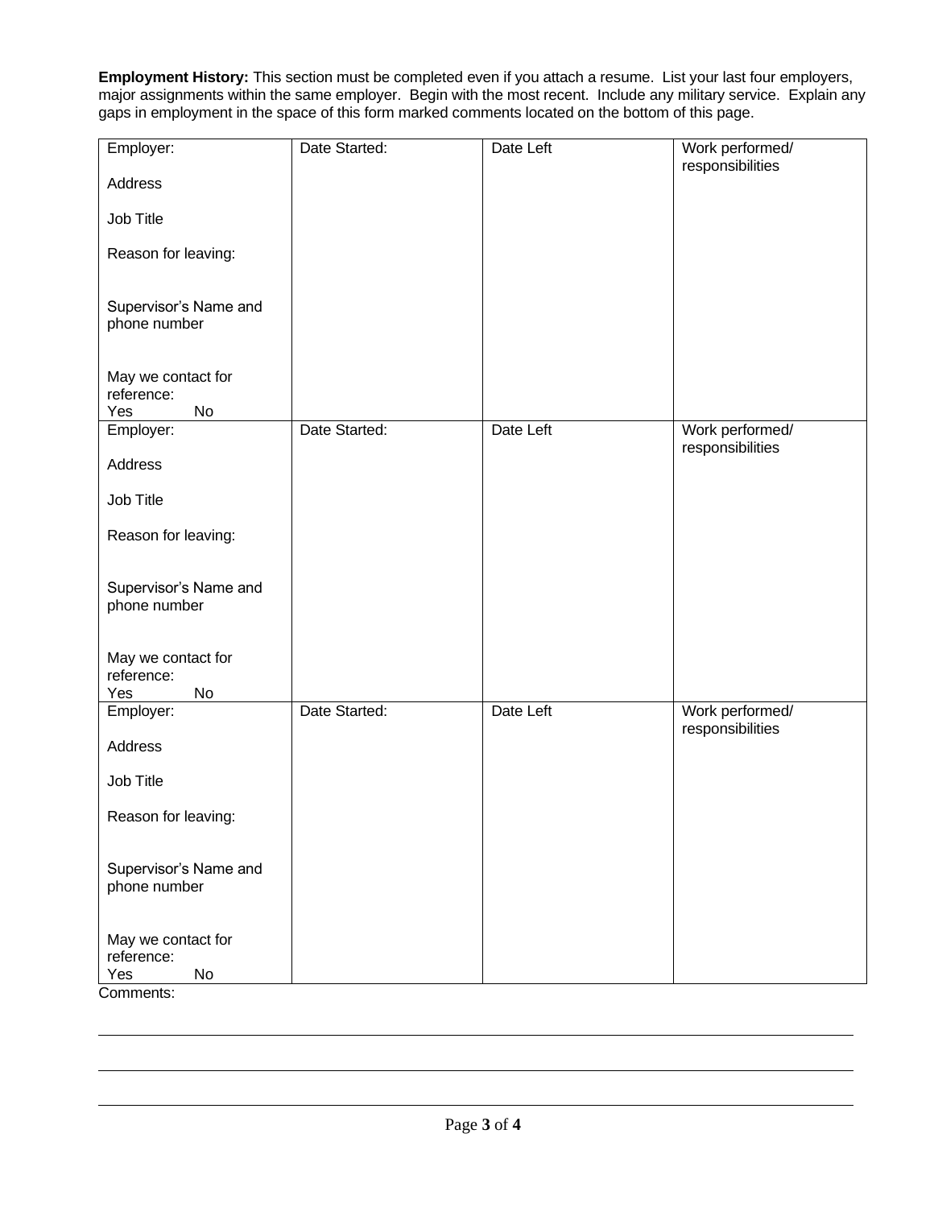**Employment History:** This section must be completed even if you attach a resume. List your last four employers, major assignments within the same employer. Begin with the most recent. Include any military service. Explain any gaps in employment in the space of this form marked comments located on the bottom of this page.

| Employer:<br><br>Address<br><br>Job Title<br><br>Reason for leaving:<br><br><br>Supervisor's Name and phone number<br><br><br>May we contact for reference:<br>Yes No | Date Started: | Date Left | Work performed/ responsibilities |
|---|---|---|---|
| Employer:<br><br>Address<br><br>Job Title<br><br>Reason for leaving:<br><br><br>Supervisor's Name and phone number<br><br><br>May we contact for reference:<br>Yes No | Date Started: | Date Left | Work performed/ responsibilities |
| Employer:<br><br>Address<br><br>Job Title<br><br>Reason for leaving:<br><br><br>Supervisor's Name and phone number<br><br><br>May we contact for reference:<br>Yes No | Date Started: | Date Left | Work performed/ responsibilities |

Comments:

______________________________________________________________________________

______________________________________________________________________________

______________________________________________________________________________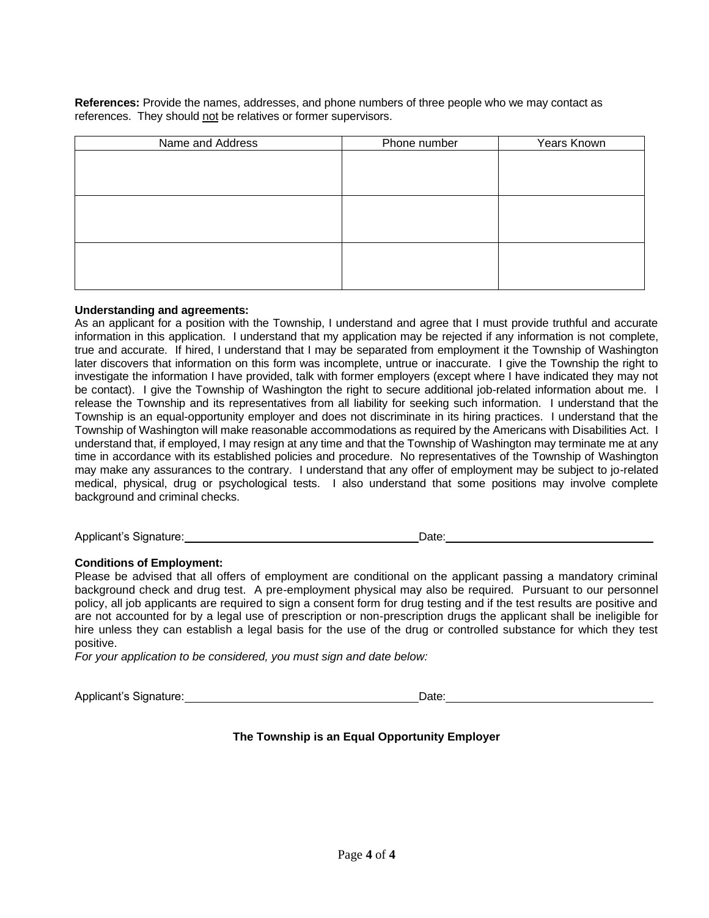**References:** Provide the names, addresses, and phone numbers of three people who we may contact as references. They should not be relatives or former supervisors.

| Name and Address | Phone number | Years Known |
|---|---|---|
| | | |
| | | |
| | | |

**Understanding and agreements:**

As an applicant for a position with the Township, I understand and agree that I must provide truthful and accurate information in this application. I understand that my application may be rejected if any information is not complete, true and accurate. If hired, I understand that I may be separated from employment it the Township of Washington later discovers that information on this form was incomplete, untrue or inaccurate. I give the Township the right to investigate the information I have provided, talk with former employers (except where I have indicated they may not be contact). I give the Township of Washington the right to secure additional job-related information about me. I release the Township and its representatives from all liability for seeking such information. I understand that the Township is an equal-opportunity employer and does not discriminate in its hiring practices. I understand that the Township of Washington will make reasonable accommodations as required by the Americans with Disabilities Act. I understand that, if employed, I may resign at any time and that the Township of Washington may terminate me at any time in accordance with its established policies and procedure. No representatives of the Township of Washington may make any assurances to the contrary. I understand that any offer of employment may be subject to jo-related medical, physical, drug or psychological tests. I also understand that some positions may involve complete background and criminal checks.

Applicant's Signature:\_\_\_\_\_\_\_\_\_\_\_\_\_\_\_\_\_\_\_\_\_\_\_\_\_\_\_\_\_\_\_\_\_\_\_\_ Date:\_\_\_\_\_\_\_\_\_\_\_\_\_\_\_\_\_\_\_\_\_\_\_\_\_\_\_\_\_\_\_\_

**Conditions of Employment:**

Please be advised that all offers of employment are conditional on the applicant passing a mandatory criminal background check and drug test. A pre-employment physical may also be required. Pursuant to our personnel policy, all job applicants are required to sign a consent form for drug testing and if the test results are positive and are not accounted for by a legal use of prescription or non-prescription drugs the applicant shall be ineligible for hire unless they can establish a legal basis for the use of the drug or controlled substance for which they test positive.

*For your application to be considered, you must sign and date below:*

Applicant's Signature:\_\_\_\_\_\_\_\_\_\_\_\_\_\_\_\_\_\_\_\_\_\_\_\_\_\_\_\_\_\_\_\_\_\_\_\_ Date:\_\_\_\_\_\_\_\_\_\_\_\_\_\_\_\_\_\_\_\_\_\_\_\_\_\_\_\_\_\_\_\_

**The Township is an Equal Opportunity Employer**